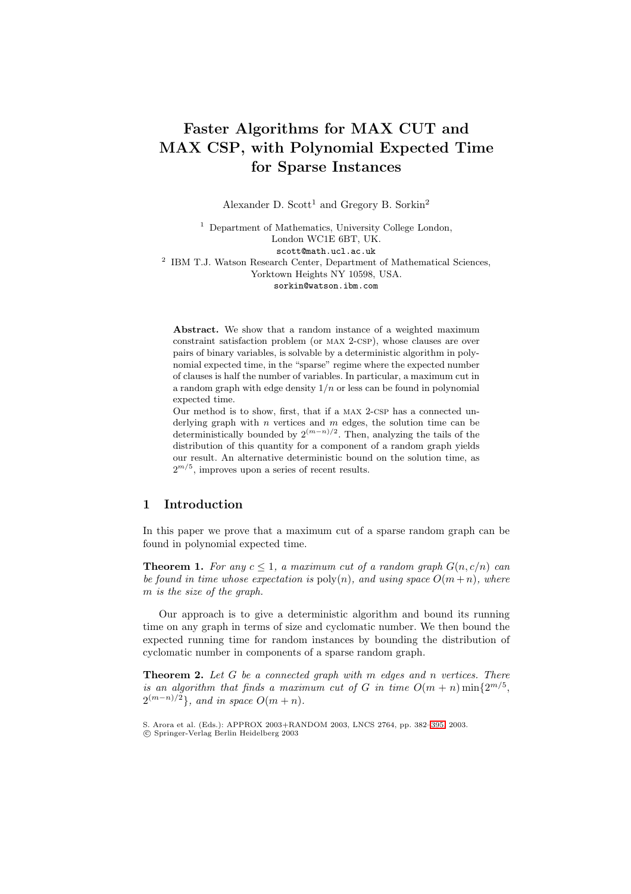# Faster Algorithms for MAX CUT and MAX CSP, with Polynomial Expected Time for Sparse Instances

Alexander D. Scott[1] and Gregory B. Sorkin[2]

[1] Department of Mathematics, University College London, London WC1E 6BT, UK.
scott@math.ucl.ac.uk

[2] IBM T.J. Watson Research Center, Department of Mathematical Sciences, Yorktown Heights NY 10598, USA.
sorkin@watson.ibm.com

**Abstract.** We show that a random instance of a weighted maximum constraint satisfaction problem (or MAX 2-CSP), whose clauses are over pairs of binary variables, is solvable by a deterministic algorithm in polynomial expected time, in the "sparse" regime where the expected number of clauses is half the number of variables. In particular, a maximum cut in a random graph with edge density $1/n$ or less can be found in polynomial expected time.

Our method is to show, first, that if a MAX 2-CSP has a connected underlying graph with $n$ vertices and $m$ edges, the solution time can be deterministically bounded by $2^{(m-n)/2}$. Then, analyzing the tails of the distribution of this quantity for a component of a random graph yields our result. An alternative deterministic bound on the solution time, as $2^{m/5}$, improves upon a series of recent results.

## 1 Introduction

In this paper we prove that a maximum cut of a sparse random graph can be found in polynomial expected time.

**Theorem 1.** *For any $c \leq 1$, a maximum cut of a random graph $G(n, c/n)$ can be found in time whose expectation is* $\mathrm{poly}(n)$*, and using space $O(m+n)$, where $m$ is the size of the graph.*

Our approach is to give a deterministic algorithm and bound its running time on any graph in terms of size and cyclomatic number. We then bound the expected running time for random instances by bounding the distribution of cyclomatic number in components of a sparse random graph.

**Theorem 2.** *Let $G$ be a connected graph with $m$ edges and $n$ vertices. There is an algorithm that finds a maximum cut of $G$ in time $O(m+n)\min\{2^{m/5}, 2^{(m-n)/2}\}$, and in space $O(m+n)$.*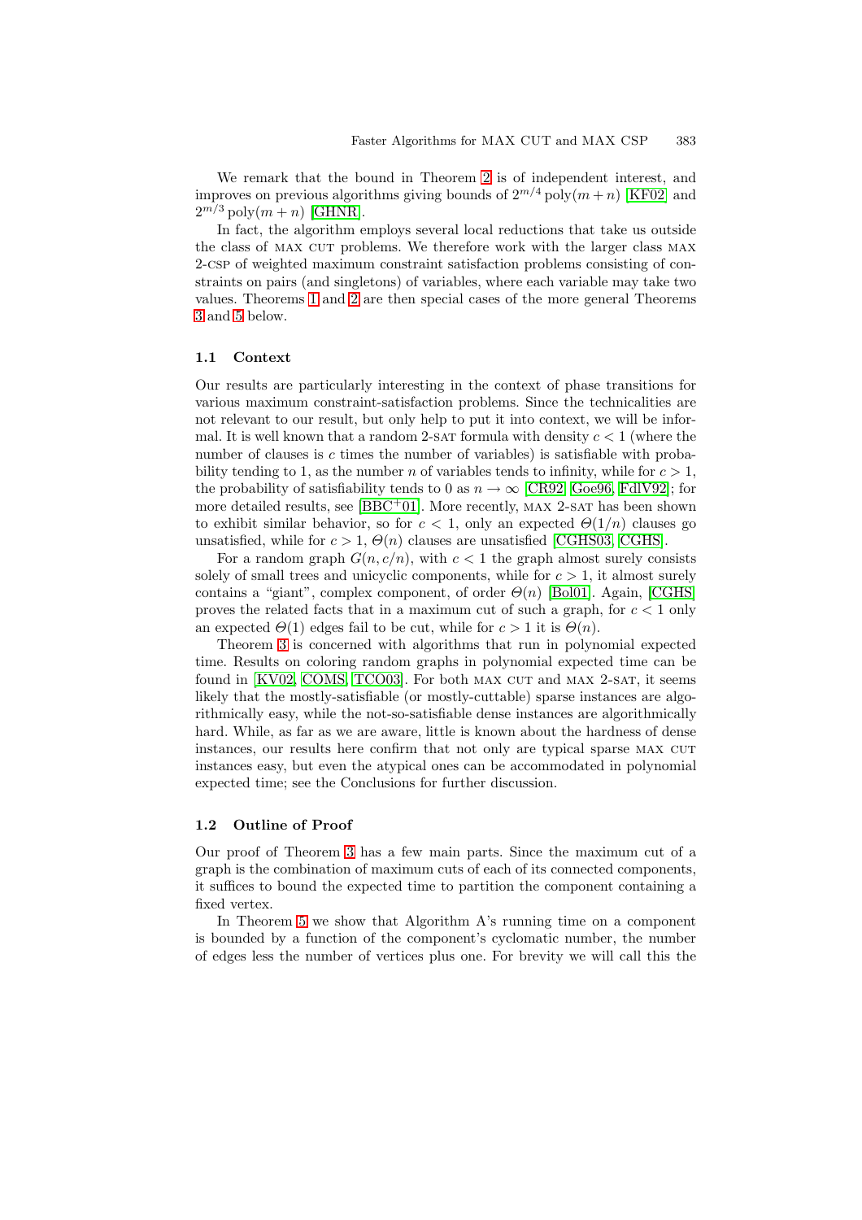We remark that the bound in Theorem 2 is of independent interest, and improves on previous algorithms giving bounds of $2^{m/4}\operatorname{poly}(m+n)$ [KF02] and $2^{m/3}\operatorname{poly}(m+n)$ [GHNR].

In fact, the algorithm employs several local reductions that take us outside the class of MAX CUT problems. We therefore work with the larger class MAX 2-CSP of weighted maximum constraint satisfaction problems consisting of constraints on pairs (and singletons) of variables, where each variable may take two values. Theorems 1 and 2 are then special cases of the more general Theorems 3 and 5 below.

### 1.1 Context

Our results are particularly interesting in the context of phase transitions for various maximum constraint-satisfaction problems. Since the technicalities are not relevant to our result, but only help to put it into context, we will be informal. It is well known that a random 2-SAT formula with density $c < 1$ (where the number of clauses is $c$ times the number of variables) is satisfiable with probability tending to 1, as the number $n$ of variables tends to infinity, while for $c > 1$, the probability of satisfiability tends to 0 as $n \to \infty$ [CR92, Goe96, FdlV92]; for more detailed results, see [BBC+01]. More recently, MAX 2-SAT has been shown to exhibit similar behavior, so for $c < 1$, only an expected $\Theta(1/n)$ clauses go unsatisfied, while for $c > 1$, $\Theta(n)$ clauses are unsatisfied [CGHS03, CGHS].

For a random graph $G(n, c/n)$, with $c < 1$ the graph almost surely consists solely of small trees and unicyclic components, while for $c > 1$, it almost surely contains a "giant", complex component, of order $\Theta(n)$ [Bol01]. Again, [CGHS] proves the related facts that in a maximum cut of such a graph, for $c < 1$ only an expected $\Theta(1)$ edges fail to be cut, while for $c > 1$ it is $\Theta(n)$.

Theorem 3 is concerned with algorithms that run in polynomial expected time. Results on coloring random graphs in polynomial expected time can be found in [KV02, COMS, TCO03]. For both MAX CUT and MAX 2-SAT, it seems likely that the mostly-satisfiable (or mostly-cuttable) sparse instances are algorithmically easy, while the not-so-satisfiable dense instances are algorithmically hard. While, as far as we are aware, little is known about the hardness of dense instances, our results here confirm that not only are typical sparse MAX CUT instances easy, but even the atypical ones can be accommodated in polynomial expected time; see the Conclusions for further discussion.

### 1.2 Outline of Proof

Our proof of Theorem 3 has a few main parts. Since the maximum cut of a graph is the combination of maximum cuts of each of its connected components, it suffices to bound the expected time to partition the component containing a fixed vertex.

In Theorem 5 we show that Algorithm A's running time on a component is bounded by a function of the component's cyclomatic number, the number of edges less the number of vertices plus one. For brevity we will call this the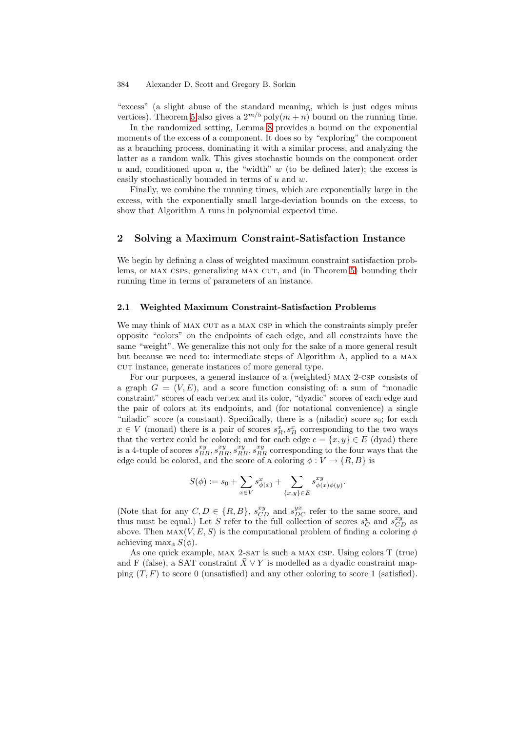"excess" (a slight abuse of the standard meaning, which is just edges minus vertices). Theorem 5 also gives a $2^{m/5}\,\mathrm{poly}(m+n)$ bound on the running time.

In the randomized setting, Lemma 8 provides a bound on the exponential moments of the excess of a component. It does so by "exploring" the component as a branching process, dominating it with a similar process, and analyzing the latter as a random walk. This gives stochastic bounds on the component order $u$ and, conditioned upon $u$, the "width" $w$ (to be defined later); the excess is easily stochastically bounded in terms of $u$ and $w$.

Finally, we combine the running times, which are exponentially large in the excess, with the exponentially small large-deviation bounds on the excess, to show that Algorithm A runs in polynomial expected time.

## 2 Solving a Maximum Constraint-Satisfaction Instance

We begin by defining a class of weighted maximum constraint satisfaction problems, or MAX CSPs, generalizing MAX CUT, and (in Theorem 5) bounding their running time in terms of parameters of an instance.

### 2.1 Weighted Maximum Constraint-Satisfaction Problems

We may think of MAX CUT as a MAX CSP in which the constraints simply prefer opposite "colors" on the endpoints of each edge, and all constraints have the same "weight". We generalize this not only for the sake of a more general result but because we need to: intermediate steps of Algorithm A, applied to a MAX CUT instance, generate instances of more general type.

For our purposes, a general instance of a (weighted) MAX 2-CSP consists of a graph $G = (V, E)$, and a score function consisting of: a sum of "monadic constraint" scores of each vertex and its color, "dyadic" scores of each edge and the pair of colors at its endpoints, and (for notational convenience) a single "niladic" score (a constant). Specifically, there is a (niladic) score $s_0$; for each $x \in V$ (monad) there is a pair of scores $s^x_R, s^x_B$ corresponding to the two ways that the vertex could be colored; and for each edge $e = \{x, y\} \in E$ (dyad) there is a 4-tuple of scores $s^{xy}_{BB}, s^{xy}_{BR}, s^{xy}_{RB}, s^{xy}_{RR}$ corresponding to the four ways that the edge could be colored, and the score of a coloring $\phi : V \to \{R, B\}$ is

$$S(\phi) := s_0 + \sum_{x \in V} s^x_{\phi(x)} + \sum_{\{x,y\} \in E} s^{xy}_{\phi(x)\phi(y)}.$$

(Note that for any $C, D \in \{R, B\}$, $s^{xy}_{CD}$ and $s^{yx}_{DC}$ refer to the same score, and thus must be equal.) Let $S$ refer to the full collection of scores $s^x_C$ and $s^{xy}_{CD}$ as above. Then $\mathrm{MAX}(V, E, S)$ is the computational problem of finding a coloring $\phi$ achieving $\max_\phi S(\phi)$.

As one quick example, MAX 2-SAT is such a MAX CSP. Using colors T (true) and F (false), a SAT constraint $\bar{X} \vee Y$ is modelled as a dyadic constraint mapping $(T, F)$ to score 0 (unsatisfied) and any other coloring to score 1 (satisfied).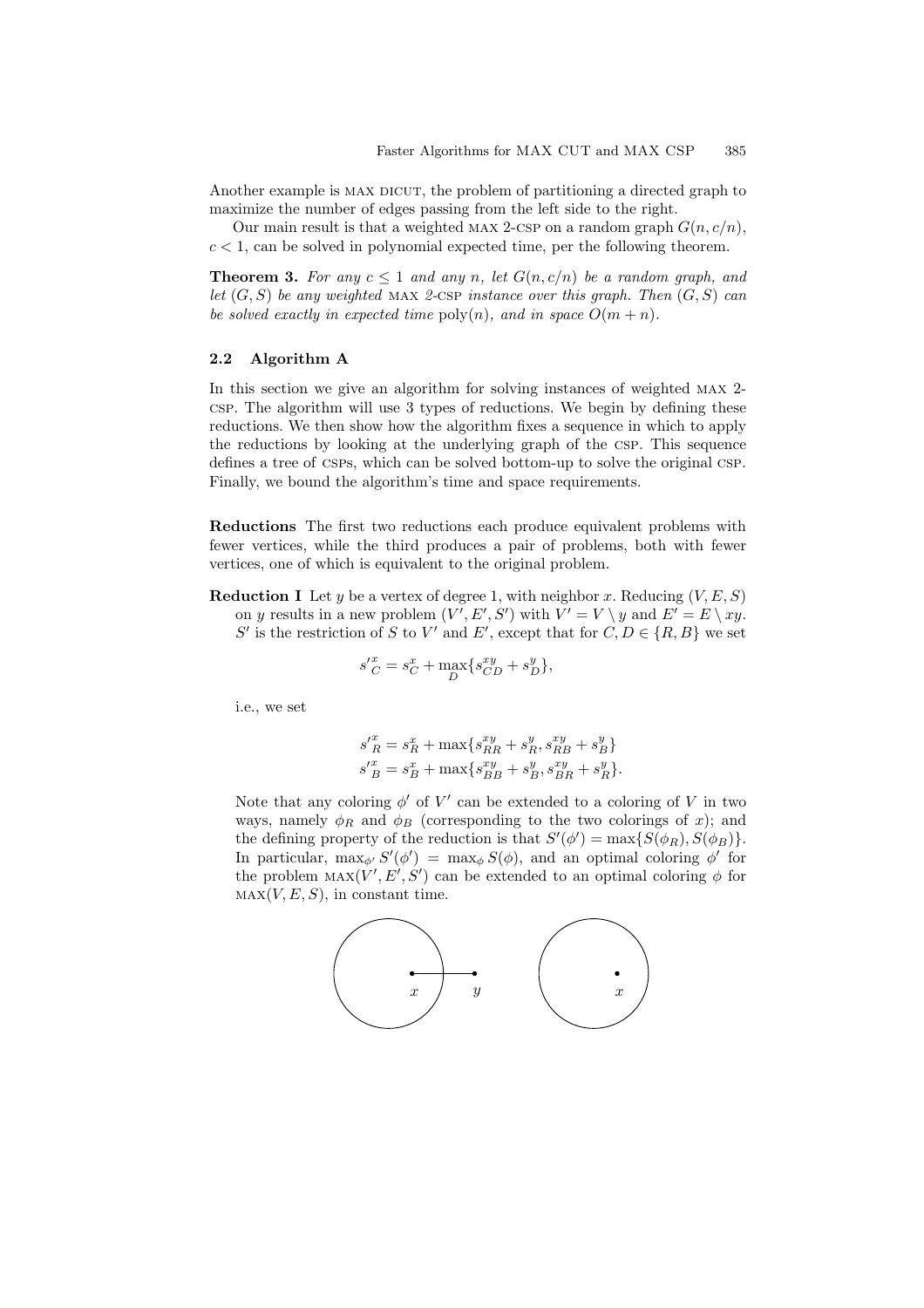Another example is MAX DICUT, the problem of partitioning a directed graph to maximize the number of edges passing from the left side to the right.

Our main result is that a weighted MAX 2-CSP on a random graph $G(n, c/n)$, $c < 1$, can be solved in polynomial expected time, per the following theorem.

**Theorem 3.** *For any $c \leq 1$ and any $n$, let $G(n, c/n)$ be a random graph, and let $(G, S)$ be any weighted* MAX *2-*CSP *instance over this graph. Then $(G, S)$ can be solved exactly in expected time* $\text{poly}(n)$*, and in space $O(m + n)$.*

### 2.2 Algorithm A

In this section we give an algorithm for solving instances of weighted MAX 2-CSP. The algorithm will use 3 types of reductions. We begin by defining these reductions. We then show how the algorithm fixes a sequence in which to apply the reductions by looking at the underlying graph of the CSP. This sequence defines a tree of CSPs, which can be solved bottom-up to solve the original CSP. Finally, we bound the algorithm's time and space requirements.

**Reductions** The first two reductions each produce equivalent problems with fewer vertices, while the third produces a pair of problems, both with fewer vertices, one of which is equivalent to the original problem.

**Reduction I** Let $y$ be a vertex of degree 1, with neighbor $x$. Reducing $(V, E, S)$ on $y$ results in a new problem $(V', E', S')$ with $V' = V \setminus y$ and $E' = E \setminus xy$. $S'$ is the restriction of $S$ to $V'$ and $E'$, except that for $C, D \in \{R, B\}$ we set

$$s'^x_C = s^x_C + \max_D \{s^{xy}_{CD} + s^y_D\},$$

i.e., we set

$$s'^x_R = s^x_R + \max\{s^{xy}_{RR} + s^y_R, s^{xy}_{RB} + s^y_B\}$$
$$s'^x_B = s^x_B + \max\{s^{xy}_{BB} + s^y_B, s^{xy}_{BR} + s^y_R\}.$$

Note that any coloring $\phi'$ of $V'$ can be extended to a coloring of $V$ in two ways, namely $\phi_R$ and $\phi_B$ (corresponding to the two colorings of $x$); and the defining property of the reduction is that $S'(\phi') = \max\{S(\phi_R), S(\phi_B)\}$. In particular, $\max_{\phi'} S'(\phi') = \max_\phi S(\phi)$, and an optimal coloring $\phi'$ for the problem $\text{MAX}(V', E', S')$ can be extended to an optimal coloring $\phi$ for $\text{MAX}(V, E, S)$, in constant time.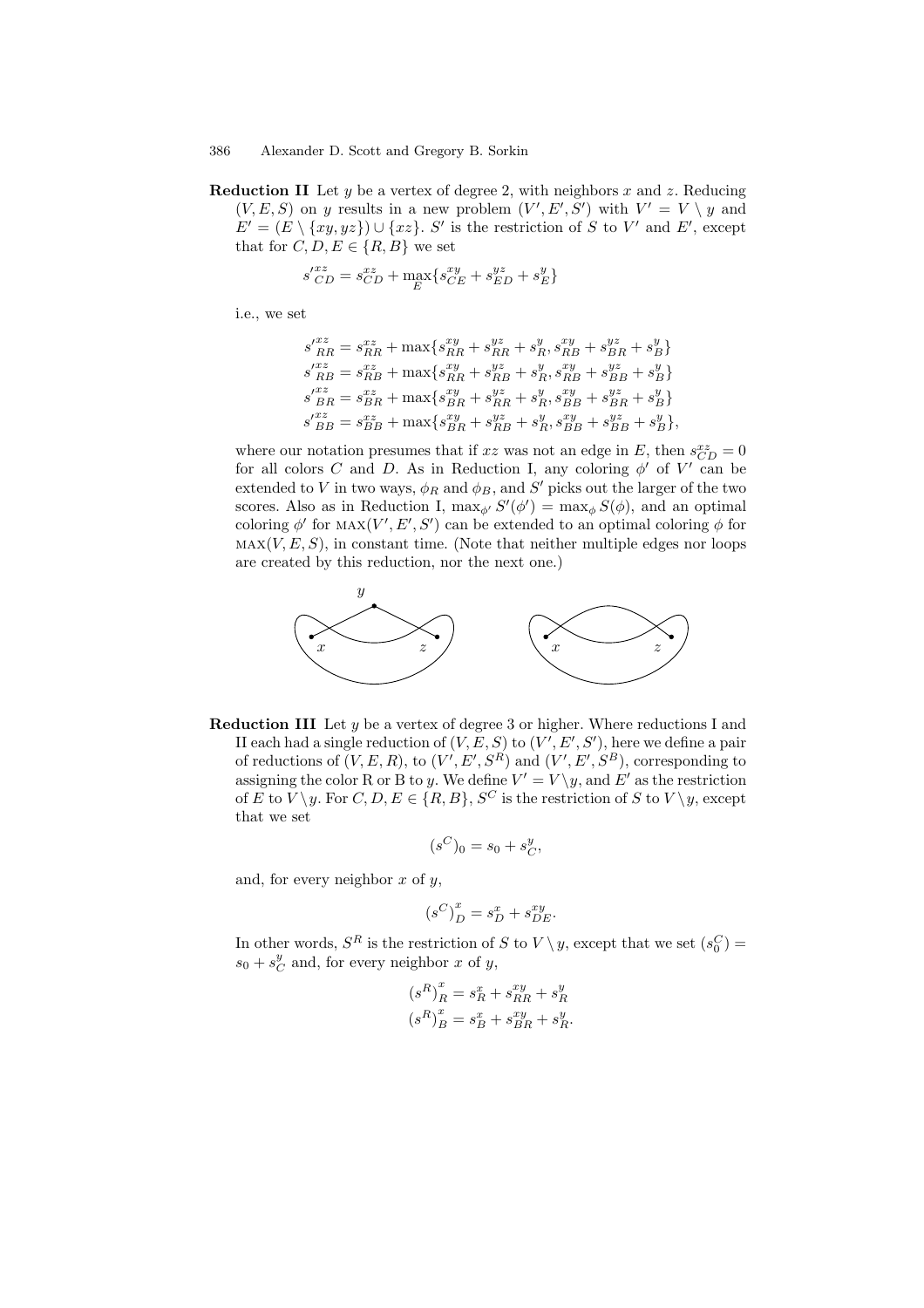**Reduction II** Let $y$ be a vertex of degree 2, with neighbors $x$ and $z$. Reducing $(V, E, S)$ on $y$ results in a new problem $(V', E', S')$ with $V' = V \setminus y$ and $E' = (E \setminus \{xy, yz\}) \cup \{xz\}$. $S'$ is the restriction of $S$ to $V'$ and $E'$, except that for $C, D, E \in \{R, B\}$ we set

$$s'^{xz}_{CD} = s^{xz}_{CD} + \max_E \{s^{xy}_{CE} + s^{yz}_{ED} + s^y_E\}$$

i.e., we set

$$\begin{aligned}
s'^{xz}_{RR} &= s^{xz}_{RR} + \max\{s^{xy}_{RR} + s^{yz}_{RR} + s^y_R, s^{xy}_{RB} + s^{yz}_{BR} + s^y_B\} \\
s'^{xz}_{RB} &= s^{xz}_{RB} + \max\{s^{xy}_{RR} + s^{yz}_{RB} + s^y_R, s^{xy}_{RB} + s^{yz}_{BB} + s^y_B\} \\
s'^{xz}_{BR} &= s^{xz}_{BR} + \max\{s^{xy}_{BR} + s^{yz}_{RR} + s^y_R, s^{xy}_{BB} + s^{yz}_{BR} + s^y_B\} \\
s'^{xz}_{BB} &= s^{xz}_{BB} + \max\{s^{xy}_{BR} + s^{yz}_{RB} + s^y_R, s^{xy}_{BB} + s^{yz}_{BB} + s^y_B\},
\end{aligned}$$

where our notation presumes that if $xz$ was not an edge in $E$, then $s^{xz}_{CD} = 0$ for all colors $C$ and $D$. As in Reduction I, any coloring $\phi'$ of $V'$ can be extended to $V$ in two ways, $\phi_R$ and $\phi_B$, and $S'$ picks out the larger of the two scores. Also as in Reduction I, $\max_{\phi'} S'(\phi') = \max_\phi S(\phi)$, and an optimal coloring $\phi'$ for $\text{MAX}(V', E', S')$ can be extended to an optimal coloring $\phi$ for $\text{MAX}(V, E, S)$, in constant time. (Note that neither multiple edges nor loops are created by this reduction, nor the next one.)

**Reduction III** Let $y$ be a vertex of degree 3 or higher. Where reductions I and II each had a single reduction of $(V, E, S)$ to $(V', E', S')$, here we define a pair of reductions of $(V, E, R)$, to $(V', E', S^R)$ and $(V', E', S^B)$, corresponding to assigning the color R or B to $y$. We define $V' = V \setminus y$, and $E'$ as the restriction of $E$ to $V \setminus y$. For $C, D, E \in \{R, B\}$, $S^C$ is the restriction of $S$ to $V \setminus y$, except that we set

$$(s^C)_0 = s_0 + s^y_C,$$

and, for every neighbor $x$ of $y$,

$$(s^C)^x_D = s^x_D + s^{xy}_{DE}.$$

In other words, $S^R$ is the restriction of $S$ to $V \setminus y$, except that we set $(s^C_0) = s_0 + s^y_C$ and, for every neighbor $x$ of $y$,

$$\begin{aligned}
(s^R)^x_R &= s^x_R + s^{xy}_{RR} + s^y_R \\
(s^R)^x_B &= s^x_B + s^{xy}_{BR} + s^y_R.
\end{aligned}$$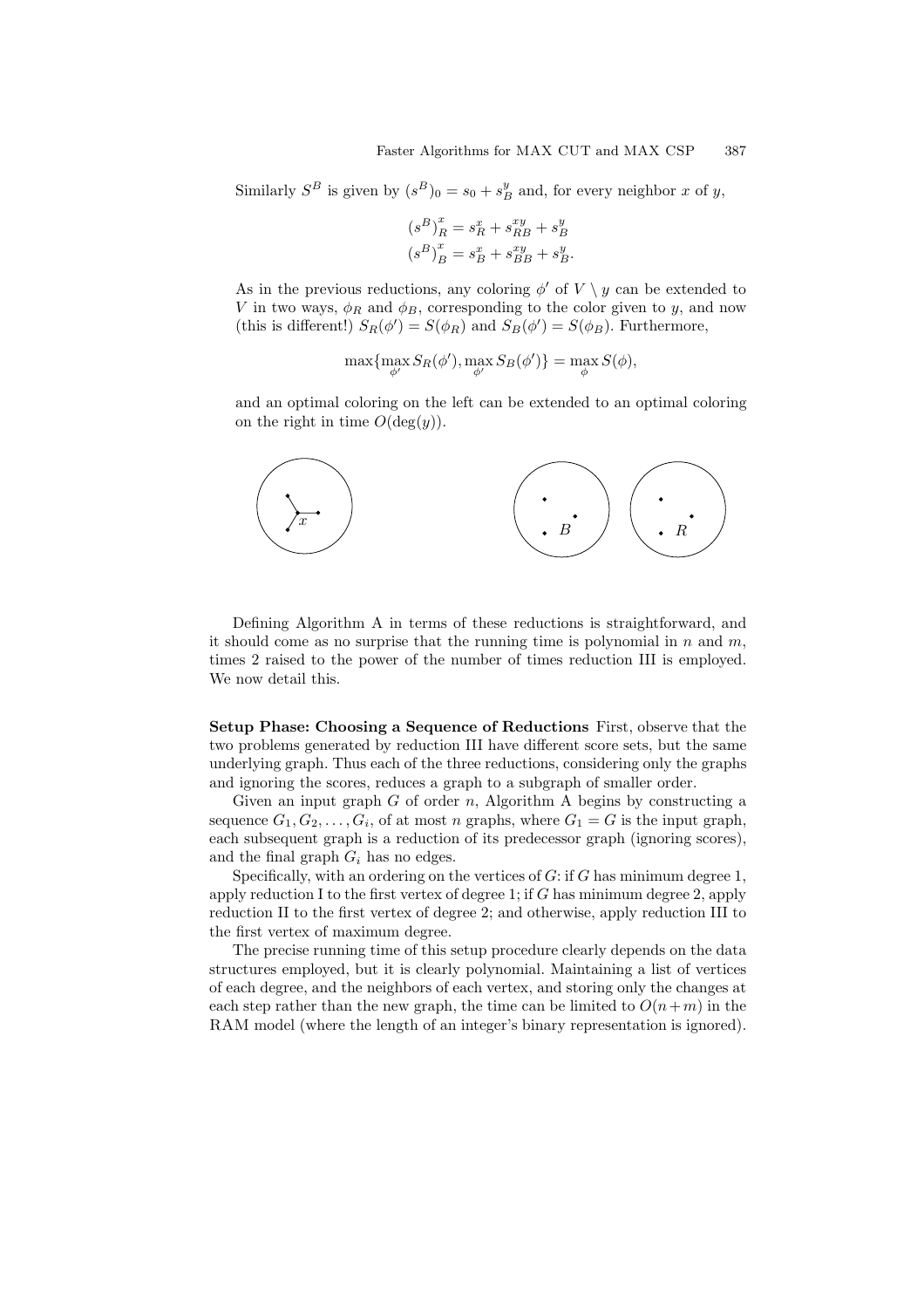Similarly $S^B$ is given by $(s^B)_0 = s_0 + s^y_B$ and, for every neighbor $x$ of $y$,

$$(s^B)^x_R = s^x_R + s^{xy}_{RB} + s^y_B$$
$$(s^B)^x_B = s^x_B + s^{xy}_{BB} + s^y_B.$$

As in the previous reductions, any coloring $\phi'$ of $V \setminus y$ can be extended to $V$ in two ways, $\phi_R$ and $\phi_B$, corresponding to the color given to $y$, and now (this is different!) $S_R(\phi') = S(\phi_R)$ and $S_B(\phi') = S(\phi_B)$. Furthermore,

$$\max\{\max_{\phi'} S_R(\phi'), \max_{\phi'} S_B(\phi')\} = \max_{\phi} S(\phi),$$

and an optimal coloring on the left can be extended to an optimal coloring on the right in time $O(\deg(y))$.

Defining Algorithm A in terms of these reductions is straightforward, and it should come as no surprise that the running time is polynomial in $n$ and $m$, times 2 raised to the power of the number of times reduction III is employed. We now detail this.

**Setup Phase: Choosing a Sequence of Reductions** First, observe that the two problems generated by reduction III have different score sets, but the same underlying graph. Thus each of the three reductions, considering only the graphs and ignoring the scores, reduces a graph to a subgraph of smaller order.

Given an input graph $G$ of order $n$, Algorithm A begins by constructing a sequence $G_1, G_2, \ldots, G_i$, of at most $n$ graphs, where $G_1 = G$ is the input graph, each subsequent graph is a reduction of its predecessor graph (ignoring scores), and the final graph $G_i$ has no edges.

Specifically, with an ordering on the vertices of $G$: if $G$ has minimum degree 1, apply reduction I to the first vertex of degree 1; if $G$ has minimum degree 2, apply reduction II to the first vertex of degree 2; and otherwise, apply reduction III to the first vertex of maximum degree.

The precise running time of this setup procedure clearly depends on the data structures employed, but it is clearly polynomial. Maintaining a list of vertices of each degree, and the neighbors of each vertex, and storing only the changes at each step rather than the new graph, the time can be limited to $O(n+m)$ in the RAM model (where the length of an integer's binary representation is ignored).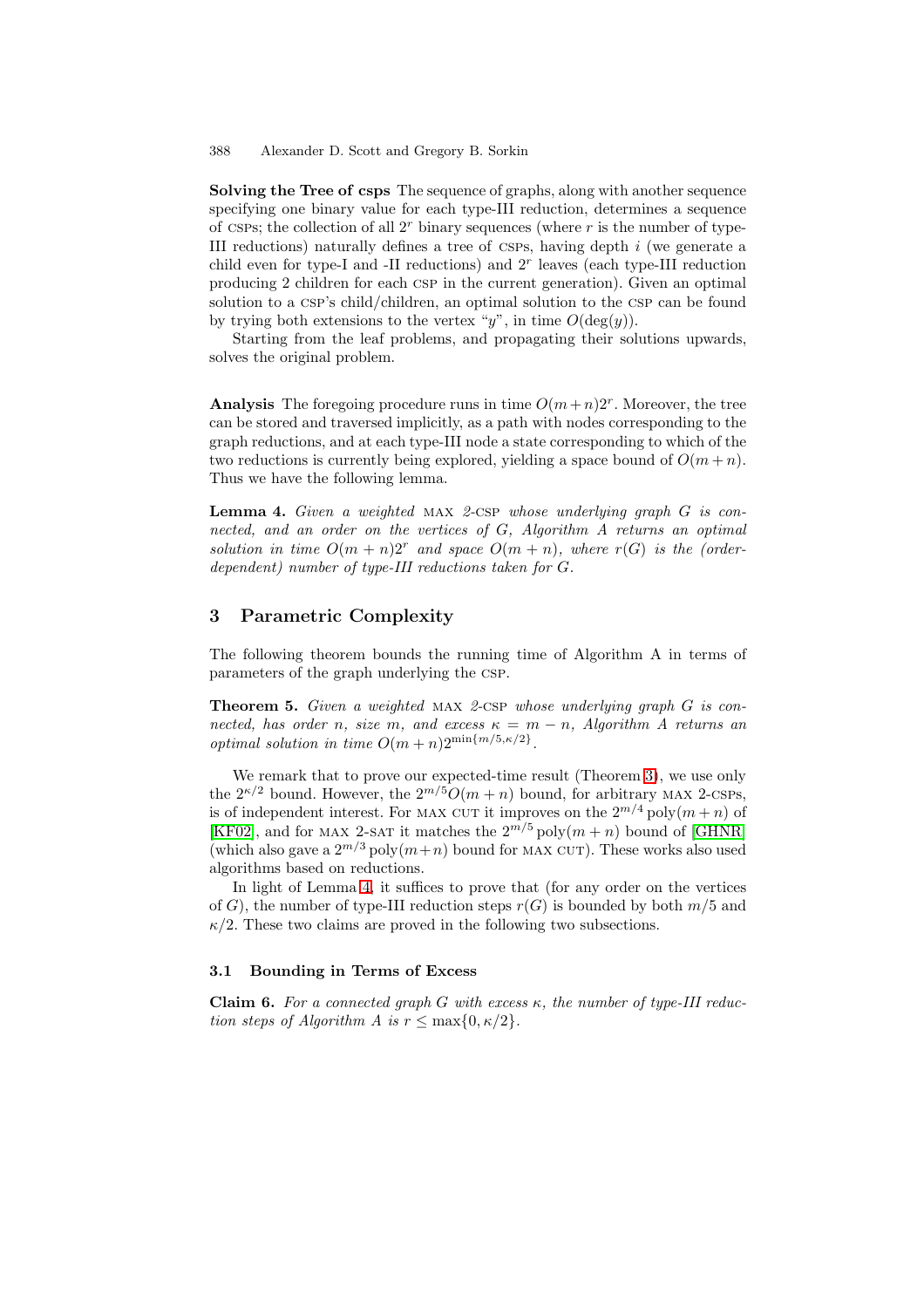**Solving the Tree of csps** The sequence of graphs, along with another sequence specifying one binary value for each type-III reduction, determines a sequence of csps; the collection of all $2^r$ binary sequences (where $r$ is the number of type-III reductions) naturally defines a tree of csps, having depth $i$ (we generate a child even for type-I and -II reductions) and $2^r$ leaves (each type-III reduction producing 2 children for each csp in the current generation). Given an optimal solution to a csp's child/children, an optimal solution to the csp can be found by trying both extensions to the vertex "$y$", in time $O(\deg(y))$.

Starting from the leaf problems, and propagating their solutions upwards, solves the original problem.

**Analysis** The foregoing procedure runs in time $O(m+n)2^r$. Moreover, the tree can be stored and traversed implicitly, as a path with nodes corresponding to the graph reductions, and at each type-III node a state corresponding to which of the two reductions is currently being explored, yielding a space bound of $O(m+n)$. Thus we have the following lemma.

**Lemma 4.** *Given a weighted* max *2-*csp *whose underlying graph $G$ is connected, and an order on the vertices of $G$, Algorithm A returns an optimal solution in time $O(m+n)2^r$ and space $O(m+n)$, where $r(G)$ is the (order-dependent) number of type-III reductions taken for $G$.*

## 3 Parametric Complexity

The following theorem bounds the running time of Algorithm A in terms of parameters of the graph underlying the csp.

**Theorem 5.** *Given a weighted* max *2-*csp *whose underlying graph $G$ is connected, has order $n$, size $m$, and excess $\kappa = m - n$, Algorithm A returns an optimal solution in time $O(m+n)2^{\min\{m/5, \kappa/2\}}$.*

We remark that to prove our expected-time result (Theorem 3), we use only the $2^{\kappa/2}$ bound. However, the $2^{m/5}O(m+n)$ bound, for arbitrary max 2-csps, is of independent interest. For max cut it improves on the $2^{m/4}\operatorname{poly}(m+n)$ of [KF02], and for max 2-sat it matches the $2^{m/5}\operatorname{poly}(m+n)$ bound of [GHNR] (which also gave a $2^{m/3}\operatorname{poly}(m+n)$ bound for max cut). These works also used algorithms based on reductions.

In light of Lemma 4, it suffices to prove that (for any order on the vertices of $G$), the number of type-III reduction steps $r(G)$ is bounded by both $m/5$ and $\kappa/2$. These two claims are proved in the following two subsections.

### 3.1 Bounding in Terms of Excess

**Claim 6.** *For a connected graph $G$ with excess $\kappa$, the number of type-III reduction steps of Algorithm A is $r \leq \max\{0, \kappa/2\}$.*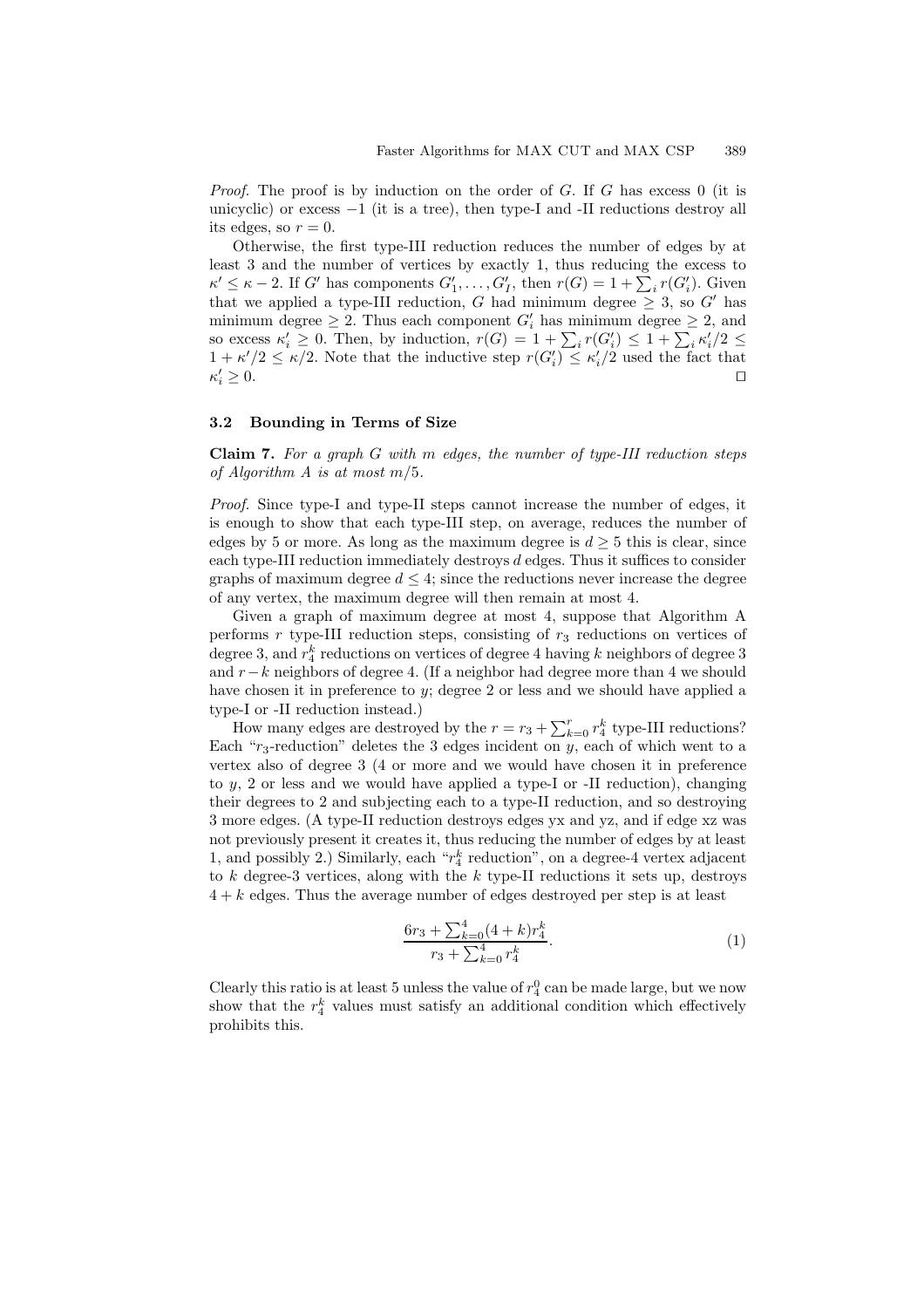*Proof.* The proof is by induction on the order of $G$. If $G$ has excess 0 (it is unicyclic) or excess $-1$ (it is a tree), then type-I and -II reductions destroy all its edges, so $r = 0$.

Otherwise, the first type-III reduction reduces the number of edges by at least 3 and the number of vertices by exactly 1, thus reducing the excess to $\kappa' \leq \kappa - 2$. If $G'$ has components $G'_1, \ldots, G'_I$, then $r(G) = 1 + \sum_i r(G'_i)$. Given that we applied a type-III reduction, $G$ had minimum degree $\geq 3$, so $G'$ has minimum degree $\geq 2$. Thus each component $G'_i$ has minimum degree $\geq 2$, and so excess $\kappa'_i \geq 0$. Then, by induction, $r(G) = 1 + \sum_i r(G'_i) \leq 1 + \sum_i \kappa'_i/2 \leq 1 + \kappa'/2 \leq \kappa/2$. Note that the inductive step $r(G'_i) \leq \kappa'_i/2$ used the fact that $\kappa'_i \geq 0$. □

### 3.2 Bounding in Terms of Size

**Claim 7.** *For a graph $G$ with $m$ edges, the number of type-III reduction steps of Algorithm A is at most $m/5$.*

*Proof.* Since type-I and type-II steps cannot increase the number of edges, it is enough to show that each type-III step, on average, reduces the number of edges by 5 or more. As long as the maximum degree is $d \geq 5$ this is clear, since each type-III reduction immediately destroys $d$ edges. Thus it suffices to consider graphs of maximum degree $d \leq 4$; since the reductions never increase the degree of any vertex, the maximum degree will then remain at most 4.

Given a graph of maximum degree at most 4, suppose that Algorithm A performs $r$ type-III reduction steps, consisting of $r_3$ reductions on vertices of degree 3, and $r_4^k$ reductions on vertices of degree 4 having $k$ neighbors of degree 3 and $r-k$ neighbors of degree 4. (If a neighbor had degree more than 4 we should have chosen it in preference to $y$; degree 2 or less and we should have applied a type-I or -II reduction instead.)

How many edges are destroyed by the $r = r_3 + \sum_{k=0}^{r} r_4^k$ type-III reductions? Each "$r_3$-reduction" deletes the 3 edges incident on $y$, each of which went to a vertex also of degree 3 (4 or more and we would have chosen it in preference to $y$, 2 or less and we would have applied a type-I or -II reduction), changing their degrees to 2 and subjecting each to a type-II reduction, and so destroying 3 more edges. (A type-II reduction destroys edges yx and yz, and if edge xz was not previously present it creates it, thus reducing the number of edges by at least 1, and possibly 2.) Similarly, each "$r_4^k$ reduction", on a degree-4 vertex adjacent to $k$ degree-3 vertices, along with the $k$ type-II reductions it sets up, destroys $4 + k$ edges. Thus the average number of edges destroyed per step is at least

$$\frac{6r_3 + \sum_{k=0}^{4}(4+k)r_4^k}{r_3 + \sum_{k=0}^{4} r_4^k}. \tag{1}$$

Clearly this ratio is at least 5 unless the value of $r_4^0$ can be made large, but we now show that the $r_4^k$ values must satisfy an additional condition which effectively prohibits this.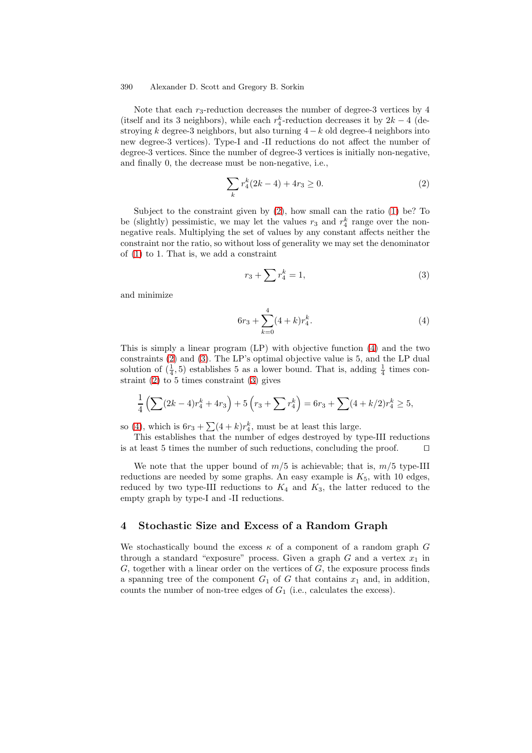Note that each $r_3$-reduction decreases the number of degree-3 vertices by 4 (itself and its 3 neighbors), while each $r_4^k$-reduction decreases it by $2k-4$ (destroying $k$ degree-3 neighbors, but also turning $4-k$ old degree-4 neighbors into new degree-3 vertices). Type-I and -II reductions do not affect the number of degree-3 vertices. Since the number of degree-3 vertices is initially non-negative, and finally 0, the decrease must be non-negative, i.e.,

$$\sum_k r_4^k(2k-4) + 4r_3 \geq 0. \tag{2}$$

Subject to the constraint given by (2), how small can the ratio (1) be? To be (slightly) pessimistic, we may let the values $r_3$ and $r_4^k$ range over the non-negative reals. Multiplying the set of values by any constant affects neither the constraint nor the ratio, so without loss of generality we may set the denominator of (1) to 1. That is, we add a constraint

$$r_3 + \sum r_4^k = 1, \tag{3}$$

and minimize

$$6r_3 + \sum_{k=0}^{4}(4+k)r_4^k. \tag{4}$$

This is simply a linear program (LP) with objective function (4) and the two constraints (2) and (3). The LP's optimal objective value is 5, and the LP dual solution of $(\frac{1}{4}, 5)$ establishes 5 as a lower bound. That is, adding $\frac{1}{4}$ times constraint (2) to 5 times constraint (3) gives

$$\frac{1}{4}\left(\sum(2k-4)r_4^k + 4r_3\right) + 5\left(r_3 + \sum r_4^k\right) = 6r_3 + \sum(4+k/2)r_4^k \geq 5,$$

so (4), which is $6r_3 + \sum(4+k)r_4^k$, must be at least this large.

This establishes that the number of edges destroyed by type-III reductions is at least 5 times the number of such reductions, concluding the proof. $\square$

We note that the upper bound of $m/5$ is achievable; that is, $m/5$ type-III reductions are needed by some graphs. An easy example is $K_5$, with 10 edges, reduced by two type-III reductions to $K_4$ and $K_3$, the latter reduced to the empty graph by type-I and -II reductions.

## 4 Stochastic Size and Excess of a Random Graph

We stochastically bound the excess $\kappa$ of a component of a random graph $G$ through a standard "exposure" process. Given a graph $G$ and a vertex $x_1$ in $G$, together with a linear order on the vertices of $G$, the exposure process finds a spanning tree of the component $G_1$ of $G$ that contains $x_1$ and, in addition, counts the number of non-tree edges of $G_1$ (i.e., calculates the excess).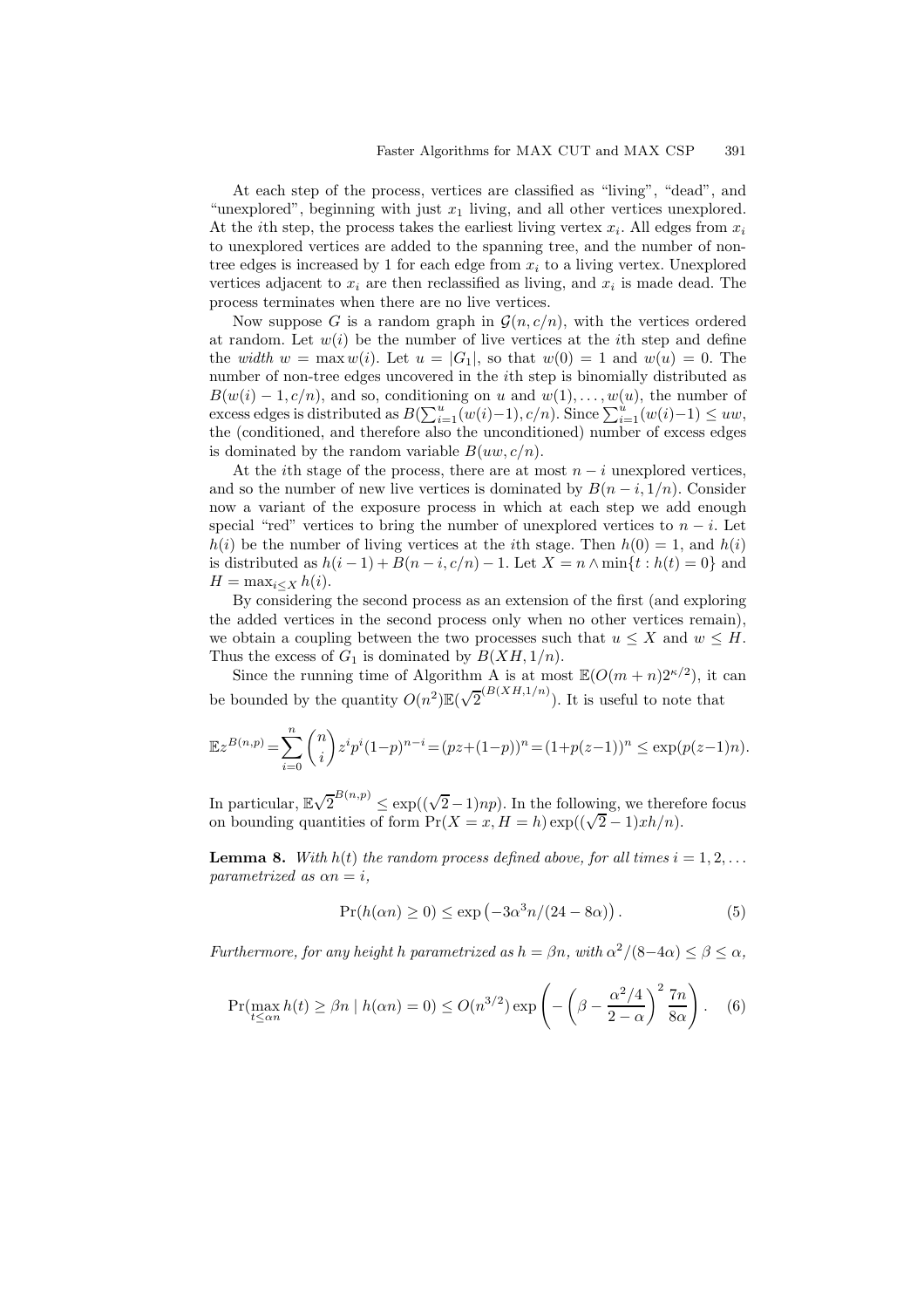At each step of the process, vertices are classified as "living", "dead", and "unexplored", beginning with just $x_1$ living, and all other vertices unexplored. At the $i$th step, the process takes the earliest living vertex $x_i$. All edges from $x_i$ to unexplored vertices are added to the spanning tree, and the number of non-tree edges is increased by 1 for each edge from $x_i$ to a living vertex. Unexplored vertices adjacent to $x_i$ are then reclassified as living, and $x_i$ is made dead. The process terminates when there are no live vertices.

Now suppose $G$ is a random graph in $\mathcal{G}(n, c/n)$, with the vertices ordered at random. Let $w(i)$ be the number of live vertices at the $i$th step and define the *width* $w = \max w(i)$. Let $u = |G_1|$, so that $w(0) = 1$ and $w(u) = 0$. The number of non-tree edges uncovered in the $i$th step is binomially distributed as $B(w(i) - 1, c/n)$, and so, conditioning on $u$ and $w(1), \ldots, w(u)$, the number of excess edges is distributed as $B(\sum_{i=1}^{u}(w(i)-1), c/n)$. Since $\sum_{i=1}^{u}(w(i)-1) \leq uw$, the (conditioned, and therefore also the unconditioned) number of excess edges is dominated by the random variable $B(uw, c/n)$.

At the $i$th stage of the process, there are at most $n - i$ unexplored vertices, and so the number of new live vertices is dominated by $B(n - i, 1/n)$. Consider now a variant of the exposure process in which at each step we add enough special "red" vertices to bring the number of unexplored vertices to $n - i$. Let $h(i)$ be the number of living vertices at the $i$th stage. Then $h(0) = 1$, and $h(i)$ is distributed as $h(i-1) + B(n-i, c/n) - 1$. Let $X = n \wedge \min\{t : h(t) = 0\}$ and $H = \max_{i \leq X} h(i)$.

By considering the second process as an extension of the first (and exploring the added vertices in the second process only when no other vertices remain), we obtain a coupling between the two processes such that $u \leq X$ and $w \leq H$. Thus the excess of $G_1$ is dominated by $B(XH, 1/n)$.

Since the running time of Algorithm A is at most $\mathbb{E}(O(m+n)2^{\kappa/2})$, it can be bounded by the quantity $O(n^2)\mathbb{E}(\sqrt{2}^{(B(XH,1/n)})$. It is useful to note that

$$\mathbb{E}z^{B(n,p)} = \sum_{i=0}^{n} \binom{n}{i} z^i p^i (1-p)^{n-i} = (pz + (1-p))^n = (1 + p(z-1))^n \leq \exp(p(z-1)n).$$

In particular, $\mathbb{E}\sqrt{2}^{B(n,p)} \leq \exp((\sqrt{2}-1)np)$. In the following, we therefore focus on bounding quantities of form $\Pr(X = x, H = h)\exp((\sqrt{2}-1)xh/n)$.

**Lemma 8.** *With $h(t)$ the random process defined above, for all times $i = 1, 2, \ldots$ parametrized as $\alpha n = i$,*

$$\Pr(h(\alpha n) \geq 0) \leq \exp\left(-3\alpha^3 n/(24 - 8\alpha)\right). \tag{5}$$

*Furthermore, for any height $h$ parametrized as $h = \beta n$, with $\alpha^2/(8-4\alpha) \leq \beta \leq \alpha$,*

$$\Pr(\max_{t \leq \alpha n} h(t) \geq \beta n \mid h(\alpha n) = 0) \leq O(n^{3/2}) \exp\left(-\left(\beta - \frac{\alpha^2/4}{2-\alpha}\right)^2 \frac{7n}{8\alpha}\right). \tag{6}$$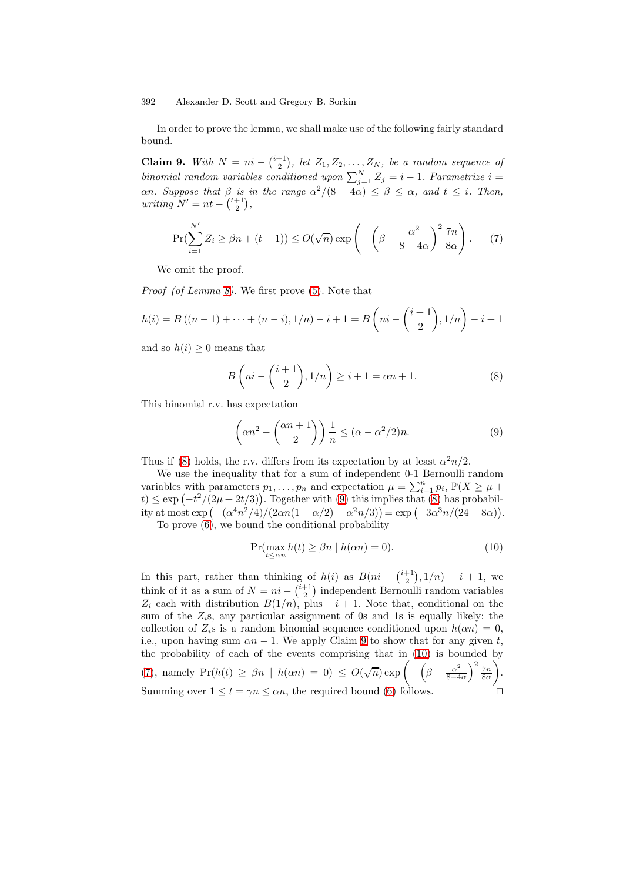In order to prove the lemma, we shall make use of the following fairly standard bound.

**Claim 9.** *With $N = ni - \binom{i+1}{2}$, let $Z_1, Z_2, \ldots, Z_N$, be a random sequence of binomial random variables conditioned upon $\sum_{j=1}^{N} Z_j = i-1$. Parametrize $i = \alpha n$. Suppose that $\beta$ is in the range $\alpha^2/(8-4\alpha) \le \beta \le \alpha$, and $t \le i$. Then, writing $N' = nt - \binom{t+1}{2}$,*

$$\Pr(\sum_{i=1}^{N'} Z_i \ge \beta n + (t-1)) \le O(\sqrt{n}) \exp\left(-\left(\beta - \frac{\alpha^2}{8-4\alpha}\right)^2 \frac{7n}{8\alpha}\right). \tag{7}$$

We omit the proof.

*Proof (of Lemma 8).* We first prove (5). Note that

$$h(i) = B\left((n-1) + \cdots + (n-i), 1/n\right) - i + 1 = B\left(ni - \binom{i+1}{2}, 1/n\right) - i + 1$$

and so $h(i) \ge 0$ means that

$$B\left(ni - \binom{i+1}{2}, 1/n\right) \ge i + 1 = \alpha n + 1. \tag{8}$$

This binomial r.v. has expectation

$$\left(\alpha n^2 - \binom{\alpha n + 1}{2}\right)\frac{1}{n} \le (\alpha - \alpha^2/2)n. \tag{9}$$

Thus if (8) holds, the r.v. differs from its expectation by at least $\alpha^2 n/2$.

We use the inequality that for a sum of independent 0-1 Bernoulli random variables with parameters $p_1, \ldots, p_n$ and expectation $\mu = \sum_{i=1}^{n} p_i$, $\mathbb{P}(X \ge \mu + t) \le \exp\left(-t^2/(2\mu + 2t/3)\right)$. Together with (9) this implies that (8) has probability at most $\exp\left(-(\alpha^4 n^2/4)/(2\alpha n(1-\alpha/2) + \alpha^2 n/3)\right) = \exp\left(-3\alpha^3 n/(24 - 8\alpha)\right)$.

To prove (6), we bound the conditional probability

$$\Pr(\max_{t \le \alpha n} h(t) \ge \beta n \mid h(\alpha n) = 0). \tag{10}$$

In this part, rather than thinking of $h(i)$ as $B(ni - \binom{i+1}{2}, 1/n) - i + 1$, we think of it as a sum of $N = ni - \binom{i+1}{2}$ independent Bernoulli random variables $Z_i$ each with distribution $B(1/n)$, plus $-i+1$. Note that, conditional on the sum of the $Z_i$s, any particular assignment of 0s and 1s is equally likely: the collection of $Z_i$s is a random binomial sequence conditioned upon $h(\alpha n) = 0$, i.e., upon having sum $\alpha n - 1$. We apply Claim 9 to show that for any given $t$, the probability of each of the events comprising that in (10) is bounded by (7), namely $\Pr(h(t) \ge \beta n \mid h(\alpha n) = 0) \le O(\sqrt{n}) \exp\left(-\left(\beta - \frac{\alpha^2}{8-4\alpha}\right)^2 \frac{7n}{8\alpha}\right)$. Summing over $1 \le t = \gamma n \le \alpha n$, the required bound (6) follows. $\square$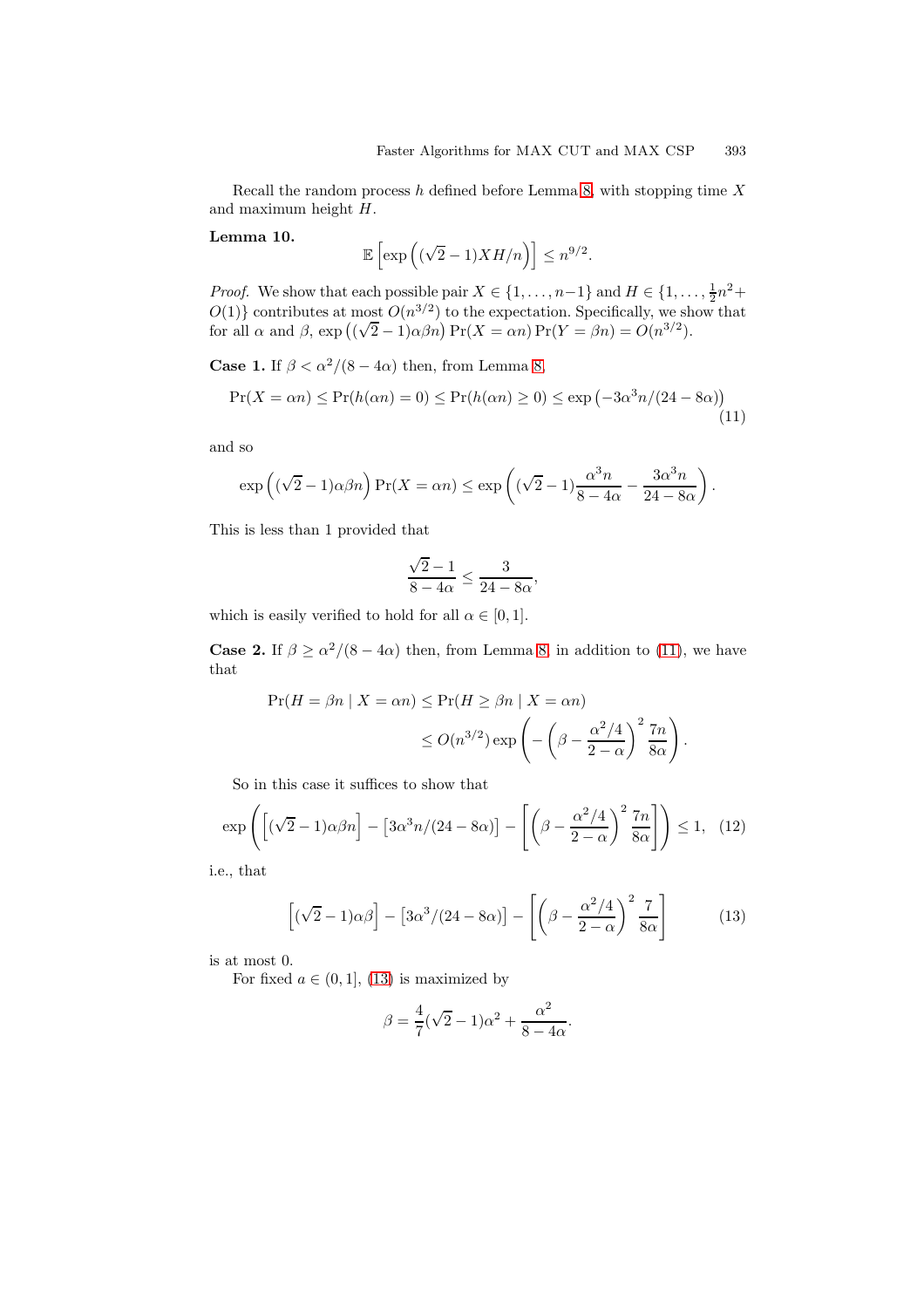Recall the random process $h$ defined before Lemma 8, with stopping time $X$ and maximum height $H$.

**Lemma 10.**

$$\mathbb{E}\left[\exp\left((\sqrt{2}-1)XH/n\right)\right] \leq n^{9/2}.$$

*Proof.* We show that each possible pair $X \in \{1,\ldots,n-1\}$ and $H \in \{1,\ldots,\frac{1}{2}n^2 + O(1)\}$ contributes at most $O(n^{3/2})$ to the expectation. Specifically, we show that for all $\alpha$ and $\beta$, $\exp\left((\sqrt{2}-1)\alpha\beta n\right)\Pr(X=\alpha n)\Pr(Y=\beta n) = O(n^{3/2})$.

**Case 1.** If $\beta < \alpha^2/(8-4\alpha)$ then, from Lemma 8,

$$\Pr(X=\alpha n) \leq \Pr(h(\alpha n)=0) \leq \Pr(h(\alpha n)\geq 0) \leq \exp\left(-3\alpha^3 n/(24-8\alpha)\right) \tag{11}$$

and so

$$\exp\left((\sqrt{2}-1)\alpha\beta n\right)\Pr(X=\alpha n) \leq \exp\left((\sqrt{2}-1)\frac{\alpha^3 n}{8-4\alpha} - \frac{3\alpha^3 n}{24-8\alpha}\right).$$

This is less than 1 provided that

$$\frac{\sqrt{2}-1}{8-4\alpha} \leq \frac{3}{24-8\alpha},$$

which is easily verified to hold for all $\alpha \in [0,1]$.

**Case 2.** If $\beta \geq \alpha^2/(8-4\alpha)$ then, from Lemma 8, in addition to (11), we have that

$$\begin{aligned}\Pr(H=\beta n \mid X=\alpha n) &\leq \Pr(H\geq \beta n \mid X=\alpha n)\\ &\leq O(n^{3/2})\exp\left(-\left(\beta - \frac{\alpha^2/4}{2-\alpha}\right)^2\frac{7n}{8\alpha}\right).\end{aligned}$$

So in this case it suffices to show that

$$\exp\left(\left[(\sqrt{2}-1)\alpha\beta n\right] - \left[3\alpha^3 n/(24-8\alpha)\right] - \left[\left(\beta - \frac{\alpha^2/4}{2-\alpha}\right)^2\frac{7n}{8\alpha}\right]\right) \leq 1, \tag{12}$$

i.e., that

$$\left[(\sqrt{2}-1)\alpha\beta\right] - \left[3\alpha^3/(24-8\alpha)\right] - \left[\left(\beta - \frac{\alpha^2/4}{2-\alpha}\right)^2\frac{7}{8\alpha}\right] \tag{13}$$

is at most 0.

For fixed $a \in (0,1]$, (13) is maximized by

$$\beta = \frac{4}{7}(\sqrt{2}-1)\alpha^2 + \frac{\alpha^2}{8-4\alpha}.$$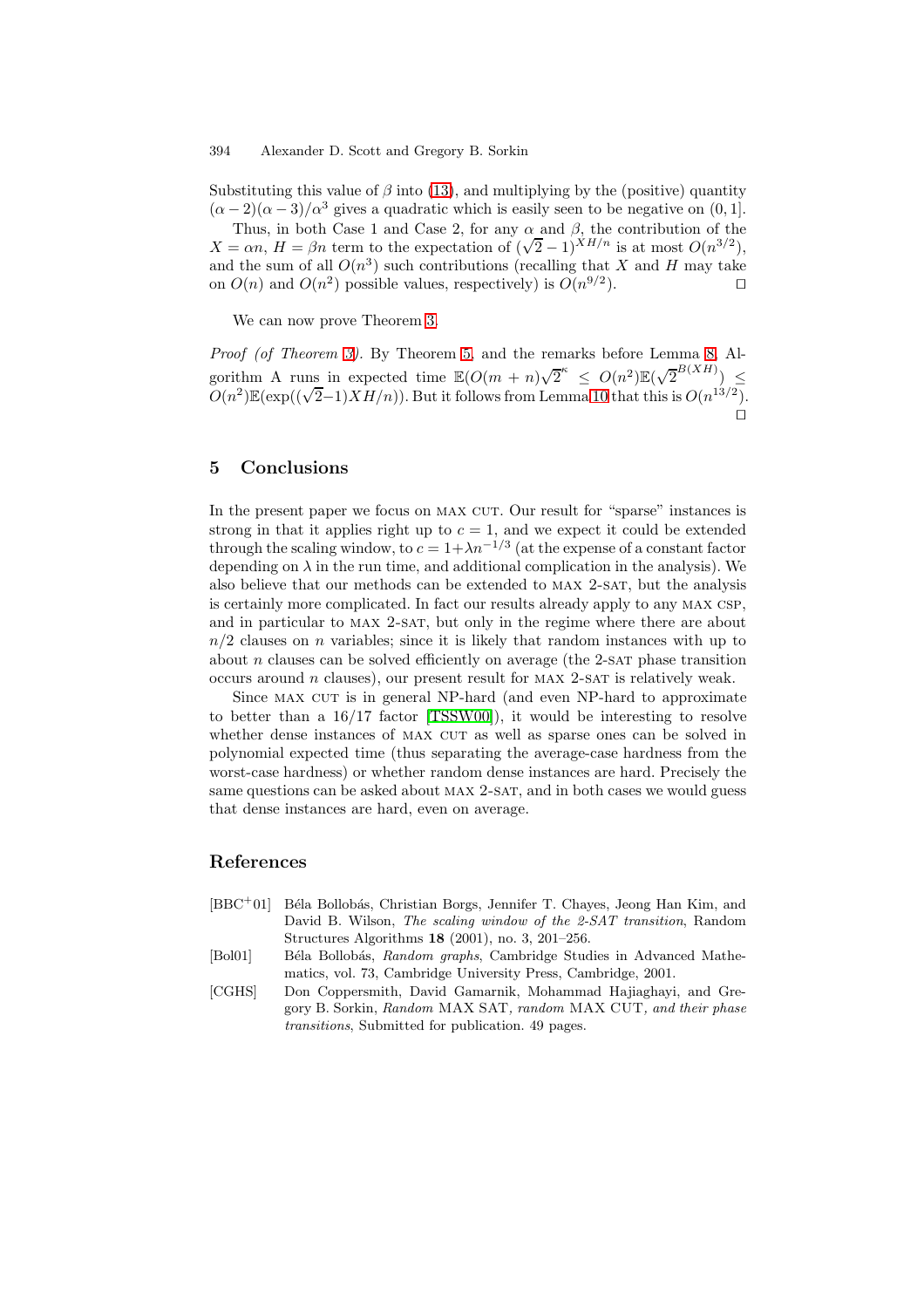Substituting this value of $\beta$ into (13), and multiplying by the (positive) quantity $(\alpha - 2)(\alpha - 3)/\alpha^3$ gives a quadratic which is easily seen to be negative on $(0, 1]$.

Thus, in both Case 1 and Case 2, for any $\alpha$ and $\beta$, the contribution of the $X = \alpha n$, $H = \beta n$ term to the expectation of $(\sqrt{2} - 1)^{XH/n}$ is at most $O(n^{3/2})$, and the sum of all $O(n^3)$ such contributions (recalling that $X$ and $H$ may take on $O(n)$ and $O(n^2)$ possible values, respectively) is $O(n^{9/2})$. □

We can now prove Theorem 3.

*Proof (of Theorem 3).* By Theorem 5, and the remarks before Lemma 8, Algorithm A runs in expected time $\mathbb{E}(O(m + n)\sqrt{2}^{\kappa} \leq O(n^2)\mathbb{E}(\sqrt{2}^{B(XH)}) \leq O(n^2)\mathbb{E}(\exp((\sqrt{2}-1)XH/n))$. But it follows from Lemma 10 that this is $O(n^{13/2})$. □

## 5 Conclusions

In the present paper we focus on MAX CUT. Our result for "sparse" instances is strong in that it applies right up to $c = 1$, and we expect it could be extended through the scaling window, to $c = 1+\lambda n^{-1/3}$ (at the expense of a constant factor depending on $\lambda$ in the run time, and additional complication in the analysis). We also believe that our methods can be extended to MAX 2-SAT, but the analysis is certainly more complicated. In fact our results already apply to any MAX CSP, and in particular to MAX 2-SAT, but only in the regime where there are about $n/2$ clauses on $n$ variables; since it is likely that random instances with up to about $n$ clauses can be solved efficiently on average (the 2-SAT phase transition occurs around $n$ clauses), our present result for MAX 2-SAT is relatively weak.

Since MAX CUT is in general NP-hard (and even NP-hard to approximate to better than a 16/17 factor [TSSW00]), it would be interesting to resolve whether dense instances of MAX CUT as well as sparse ones can be solved in polynomial expected time (thus separating the average-case hardness from the worst-case hardness) or whether random dense instances are hard. Precisely the same questions can be asked about MAX 2-SAT, and in both cases we would guess that dense instances are hard, even on average.

## References

[BBC+01] Béla Bollobás, Christian Borgs, Jennifer T. Chayes, Jeong Han Kim, and David B. Wilson, *The scaling window of the 2-SAT transition*, Random Structures Algorithms **18** (2001), no. 3, 201–256.

[Bol01] Béla Bollobás, *Random graphs*, Cambridge Studies in Advanced Mathematics, vol. 73, Cambridge University Press, Cambridge, 2001.

[CGHS] Don Coppersmith, David Gamarnik, Mohammad Hajiaghayi, and Gregory B. Sorkin, *Random* MAX SAT*, random* MAX CUT*, and their phase transitions*, Submitted for publication. 49 pages.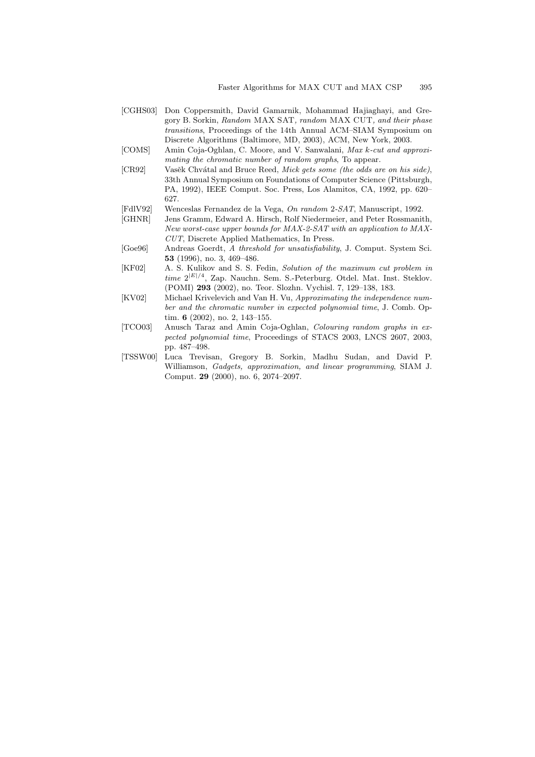[CGHS03] Don Coppersmith, David Gamarnik, Mohammad Hajiaghayi, and Gregory B. Sorkin, *Random* MAX SAT*, random* MAX CUT*, and their phase transitions*, Proceedings of the 14th Annual ACM–SIAM Symposium on Discrete Algorithms (Baltimore, MD, 2003), ACM, New York, 2003.

[COMS] Amin Coja-Oghlan, C. Moore, and V. Sanwalani, *Max k-cut and approximating the chromatic number of random graphs*, To appear.

[CR92] Vasěk Chvátal and Bruce Reed, *Mick gets some (the odds are on his side)*, 33th Annual Symposium on Foundations of Computer Science (Pittsburgh, PA, 1992), IEEE Comput. Soc. Press, Los Alamitos, CA, 1992, pp. 620–627.

[FdlV92] Wenceslas Fernandez de la Vega, *On random 2-SAT*, Manuscript, 1992.

[GHNR] Jens Gramm, Edward A. Hirsch, Rolf Niedermeier, and Peter Rossmanith, *New worst-case upper bounds for MAX-2-SAT with an application to MAX-CUT*, Discrete Applied Mathematics, In Press.

[Goe96] Andreas Goerdt, *A threshold for unsatisfiability*, J. Comput. System Sci. **53** (1996), no. 3, 469–486.

[KF02] A. S. Kulikov and S. S. Fedin, *Solution of the maximum cut problem in time* $2^{|E|/4}$, Zap. Nauchn. Sem. S.-Peterburg. Otdel. Mat. Inst. Steklov. (POMI) **293** (2002), no. Teor. Slozhn. Vychisl. 7, 129–138, 183.

[KV02] Michael Krivelevich and Van H. Vu, *Approximating the independence number and the chromatic number in expected polynomial time*, J. Comb. Optim. **6** (2002), no. 2, 143–155.

[TCO03] Anusch Taraz and Amin Coja-Oghlan, *Colouring random graphs in expected polynomial time*, Proceedings of STACS 2003, LNCS 2607, 2003, pp. 487–498.

[TSSW00] Luca Trevisan, Gregory B. Sorkin, Madhu Sudan, and David P. Williamson, *Gadgets, approximation, and linear programming*, SIAM J. Comput. **29** (2000), no. 6, 2074–2097.